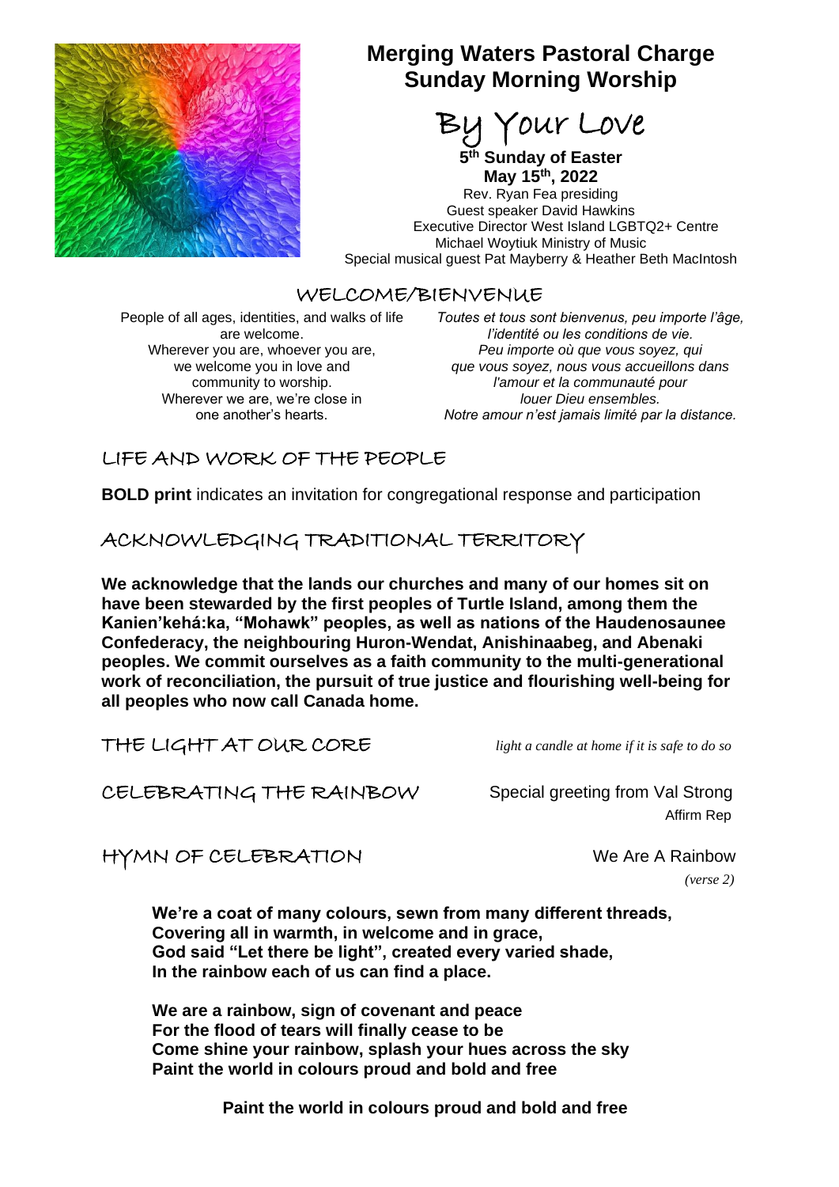# Merging Waters Pastoral Charge
# Sunday Morning Worship

## By Your Love

**5th Sunday of Easter**
**May 15th, 2022**
Rev. Ryan Fea presiding
Guest speaker David Hawkins
Executive Director West Island LGBTQ2+ Centre
Michael Woytiuk Ministry of Music
Special musical guest Pat Mayberry & Heather Beth MacIntosh

## WELCOME/BIENVENUE

People of all ages, identities, and walks of life are welcome.
Wherever you are, whoever you are, we welcome you in love and community to worship.
Wherever we are, we're close in one another's hearts.

*Toutes et tous sont bienvenus, peu importe l'âge, l'identité ou les conditions de vie.*
*Peu importe où que vous soyez, qui que vous soyez, nous vous accueillons dans l'amour et la communauté pour louer Dieu ensembles.*
*Notre amour n'est jamais limité par la distance.*

## LIFE AND WORK OF THE PEOPLE

**BOLD print** indicates an invitation for congregational response and participation

## ACKNOWLEDGING TRADITIONAL TERRITORY

**We acknowledge that the lands our churches and many of our homes sit on have been stewarded by the first peoples of Turtle Island, among them the Kanien'kehá:ka, "Mohawk" peoples, as well as nations of the Haudenosaunee Confederacy, the neighbouring Huron-Wendat, Anishinaabeg, and Abenaki peoples. We commit ourselves as a faith community to the multi-generational work of reconciliation, the pursuit of true justice and flourishing well-being for all peoples who now call Canada home.**

## THE LIGHT AT OUR CORE

*light a candle at home if it is safe to do so*

## CELEBRATING THE RAINBOW

Special greeting from Val Strong
Affirm Rep

## HYMN OF CELEBRATION

We Are A Rainbow
*(verse 2)*

**We're a coat of many colours, sewn from many different threads,**
**Covering all in warmth, in welcome and in grace,**
**God said "Let there be light", created every varied shade,**
**In the rainbow each of us can find a place.**

**We are a rainbow, sign of covenant and peace**
**For the flood of tears will finally cease to be**
**Come shine your rainbow, splash your hues across the sky**
**Paint the world in colours proud and bold and free**

**Paint the world in colours proud and bold and free**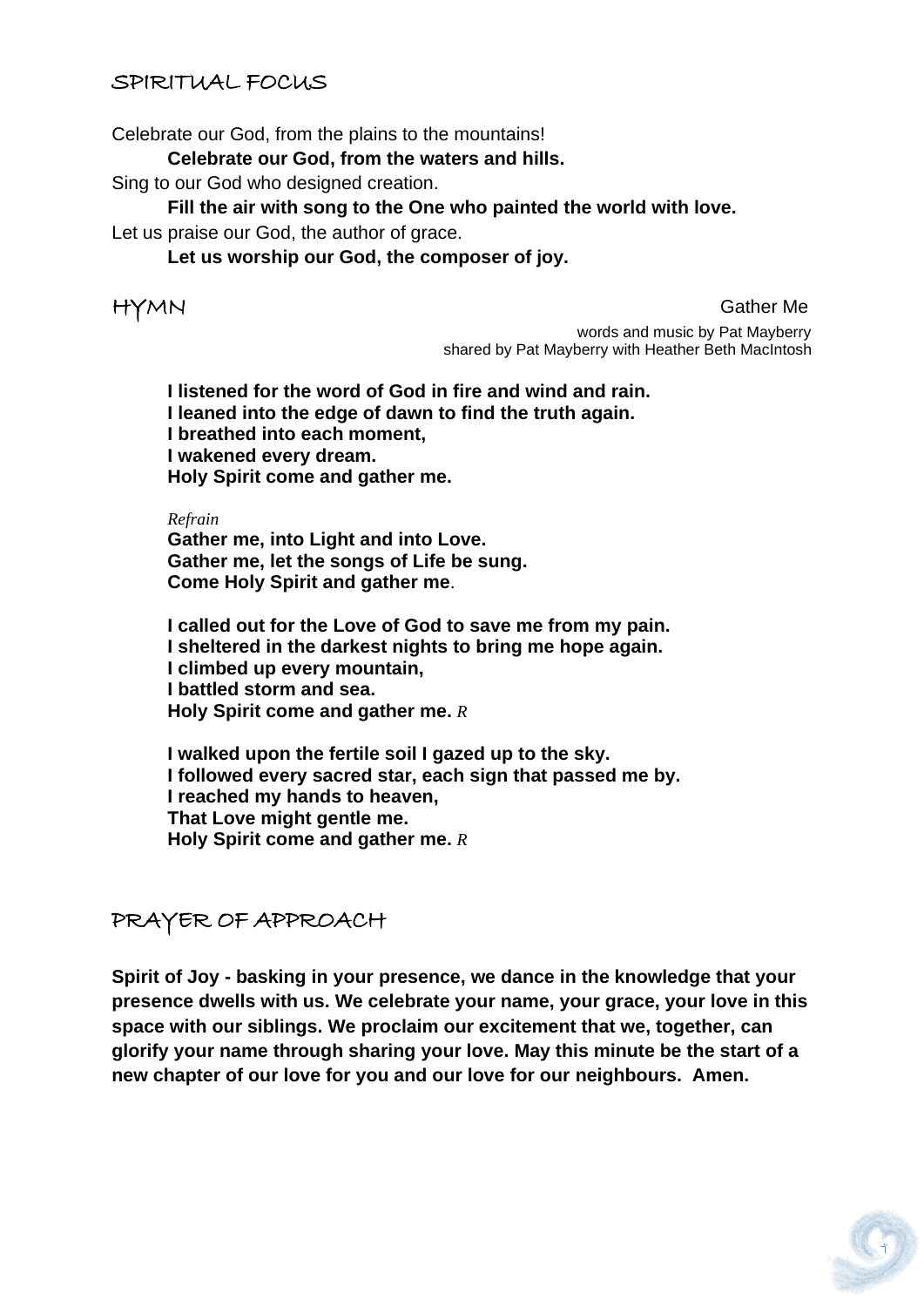## SPIRITUAL FOCUS

Celebrate our God, from the plains to the mountains!

> **Celebrate our God, from the waters and hills.**

Sing to our God who designed creation.

> **Fill the air with song to the One who painted the world with love.**

Let us praise our God, the author of grace.

> **Let us worship our God, the composer of joy.**

## HYMN

Gather Me

words and music by Pat Mayberry
shared by Pat Mayberry with Heather Beth MacIntosh

**I listened for the word of God in fire and wind and rain.**
**I leaned into the edge of dawn to find the truth again.**
**I breathed into each moment,**
**I wakened every dream.**
**Holy Spirit come and gather me.**

*Refrain*
**Gather me, into Light and into Love.**
**Gather me, let the songs of Life be sung.**
**Come Holy Spirit and gather me**.

**I called out for the Love of God to save me from my pain.**
**I sheltered in the darkest nights to bring me hope again.**
**I climbed up every mountain,**
**I battled storm and sea.**
**Holy Spirit come and gather me.** *R*

**I walked upon the fertile soil I gazed up to the sky.**
**I followed every sacred star, each sign that passed me by.**
**I reached my hands to heaven,**
**That Love might gentle me.**
**Holy Spirit come and gather me.** *R*

## PRAYER OF APPROACH

**Spirit of Joy - basking in your presence, we dance in the knowledge that your presence dwells with us. We celebrate your name, your grace, your love in this space with our siblings. We proclaim our excitement that we, together, can glorify your name through sharing your love. May this minute be the start of a new chapter of our love for you and our love for our neighbours. Amen.**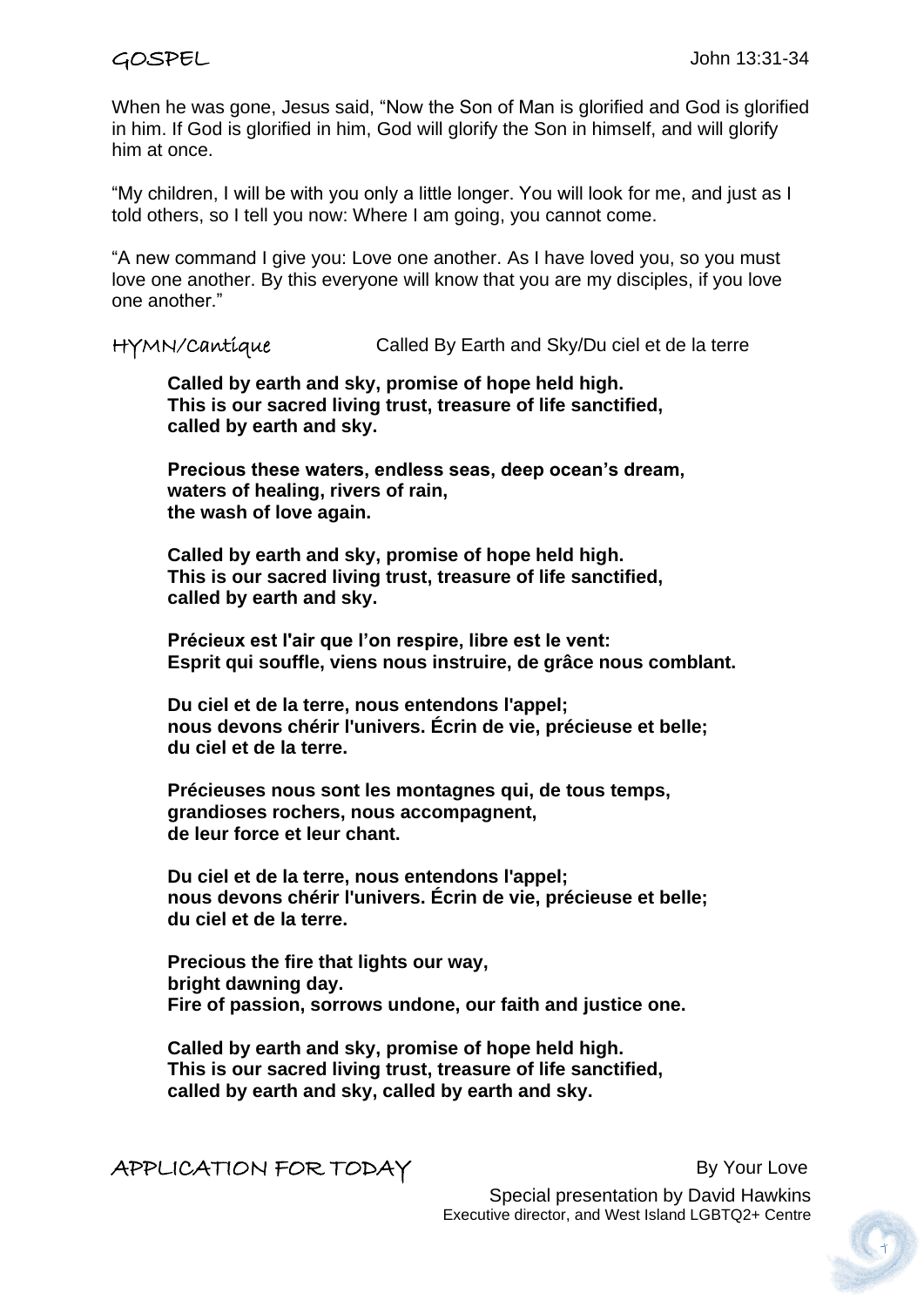## GOSPEL

John 13:31-34

When he was gone, Jesus said, “Now the Son of Man is glorified and God is glorified in him. If God is glorified in him, God will glorify the Son in himself, and will glorify him at once.

“My children, I will be with you only a little longer. You will look for me, and just as I told others, so I tell you now: Where I am going, you cannot come.

“A new command I give you: Love one another. As I have loved you, so you must love one another. By this everyone will know that you are my disciples, if you love one another.”

## HYMN/Cantique

Called By Earth and Sky/Du ciel et de la terre

**Called by earth and sky, promise of hope held high.**
**This is our sacred living trust, treasure of life sanctified,**
**called by earth and sky.**

**Precious these waters, endless seas, deep ocean’s dream,**
**waters of healing, rivers of rain,**
**the wash of love again.**

**Called by earth and sky, promise of hope held high.**
**This is our sacred living trust, treasure of life sanctified,**
**called by earth and sky.**

**Précieux est l'air que l’on respire, libre est le vent:**
**Esprit qui souffle, viens nous instruire, de grâce nous comblant.**

**Du ciel et de la terre, nous entendons l'appel;**
**nous devons chérir l'univers. Écrin de vie, précieuse et belle;**
**du ciel et de la terre.**

**Précieuses nous sont les montagnes qui, de tous temps,**
**grandioses rochers, nous accompagnent,**
**de leur force et leur chant.**

**Du ciel et de la terre, nous entendons l'appel;**
**nous devons chérir l'univers. Écrin de vie, précieuse et belle;**
**du ciel et de la terre.**

**Precious the fire that lights our way,**
**bright dawning day.**
**Fire of passion, sorrows undone, our faith and justice one.**

**Called by earth and sky, promise of hope held high.**
**This is our sacred living trust, treasure of life sanctified,**
**called by earth and sky, called by earth and sky.**

## APPLICATION FOR TODAY

By Your Love

Special presentation by David Hawkins
Executive director, and West Island LGBTQ2+ Centre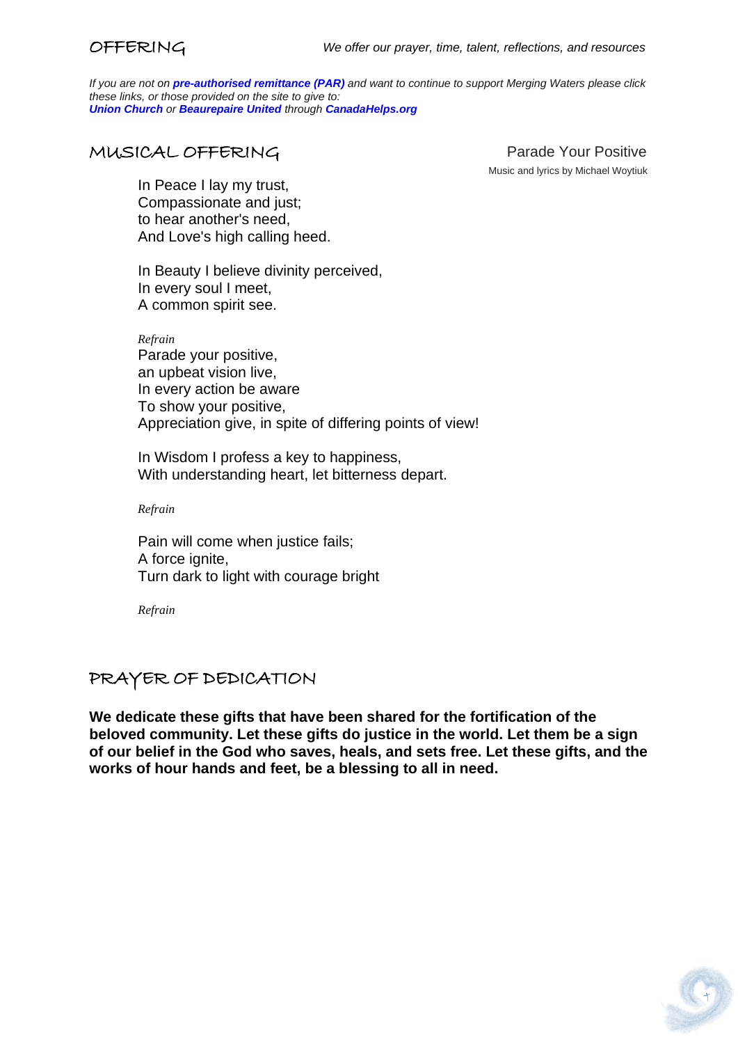## OFFERING

*We offer our prayer, time, talent, reflections, and resources*

*If you are not on* ***pre-authorised remittance (PAR)*** *and want to continue to support Merging Waters please click these links, or those provided on the site to give to:*
***Union Church*** *or* ***Beaurepaire United*** *through* ***CanadaHelps.org***

## MUSICAL OFFERING

Parade Your Positive
Music and lyrics by Michael Woytiuk

In Peace I lay my trust,
Compassionate and just;
to hear another's need,
And Love's high calling heed.

In Beauty I believe divinity perceived,
In every soul I meet,
A common spirit see.

*Refrain*
Parade your positive,
an upbeat vision live,
In every action be aware
To show your positive,
Appreciation give, in spite of differing points of view!

In Wisdom I profess a key to happiness,
With understanding heart, let bitterness depart.

*Refrain*

Pain will come when justice fails;
A force ignite,
Turn dark to light with courage bright

*Refrain*

## PRAYER OF DEDICATION

**We dedicate these gifts that have been shared for the fortification of the beloved community. Let these gifts do justice in the world. Let them be a sign of our belief in the God who saves, heals, and sets free. Let these gifts, and the works of hour hands and feet, be a blessing to all in need.**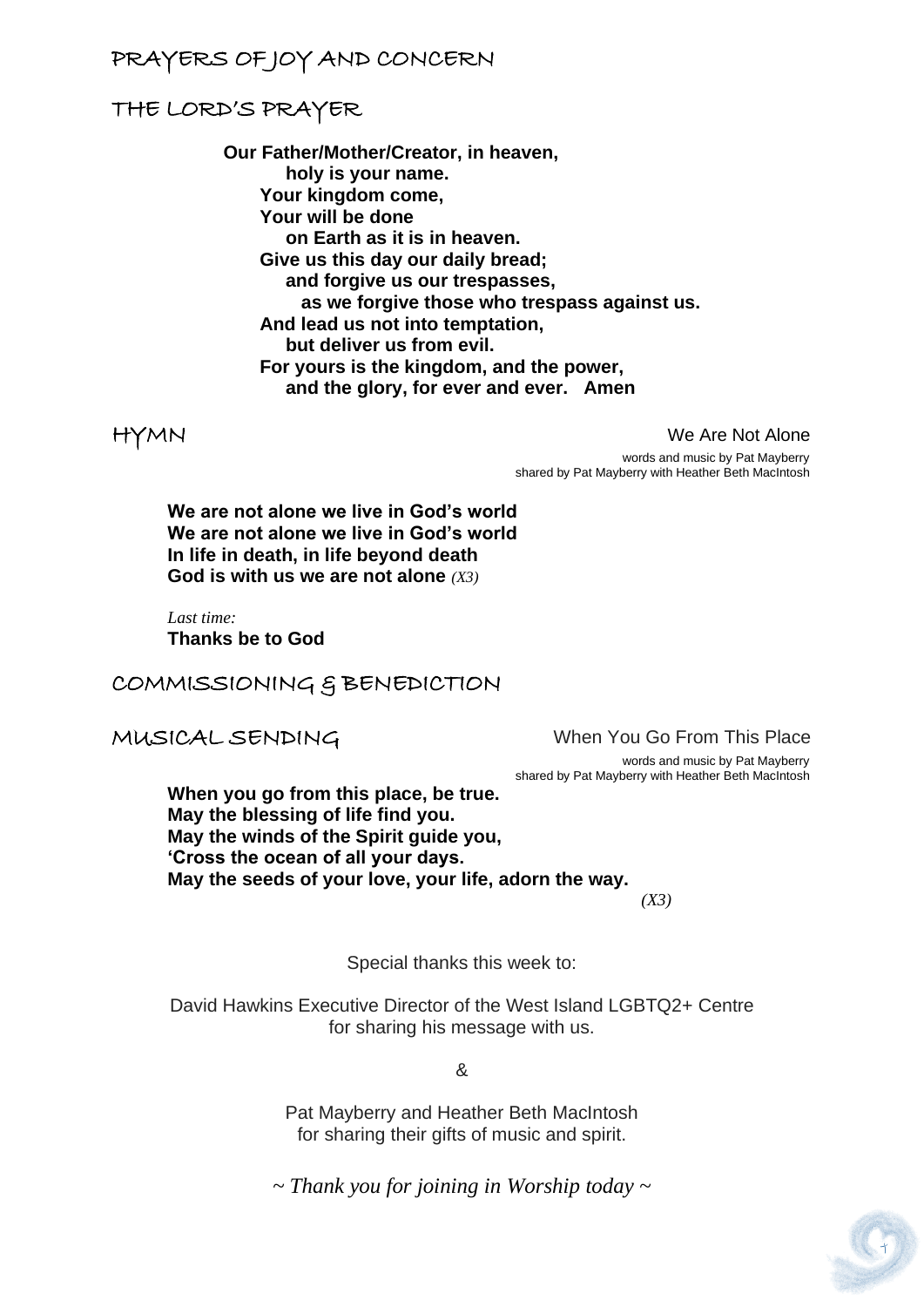## PRAYERS OF JOY AND CONCERN

## THE LORD'S PRAYER

**Our Father/Mother/Creator, in heaven,**
**holy is your name.**
**Your kingdom come,**
**Your will be done**
**on Earth as it is in heaven.**
**Give us this day our daily bread;**
**and forgive us our trespasses,**
**as we forgive those who trespass against us.**
**And lead us not into temptation,**
**but deliver us from evil.**
**For yours is the kingdom, and the power,**
**and the glory, for ever and ever. Amen**

## HYMN

We Are Not Alone

words and music by Pat Mayberry
shared by Pat Mayberry with Heather Beth MacIntosh

**We are not alone we live in God's world**
**We are not alone we live in God's world**
**In life in death, in life beyond death**
**God is with us we are not alone** *(X3)*

*Last time:*
**Thanks be to God**

## COMMISSIONING & BENEDICTION

## MUSICAL SENDING

When You Go From This Place

words and music by Pat Mayberry
shared by Pat Mayberry with Heather Beth MacIntosh

**When you go from this place, be true.**
**May the blessing of life find you.**
**May the winds of the Spirit guide you,**
**'Cross the ocean of all your days.**
**May the seeds of your love, your life, adorn the way.**
*(X3)*

Special thanks this week to:

David Hawkins Executive Director of the West Island LGBTQ2+ Centre
for sharing his message with us.

&

Pat Mayberry and Heather Beth MacIntosh
for sharing their gifts of music and spirit.

*~ Thank you for joining in Worship today ~*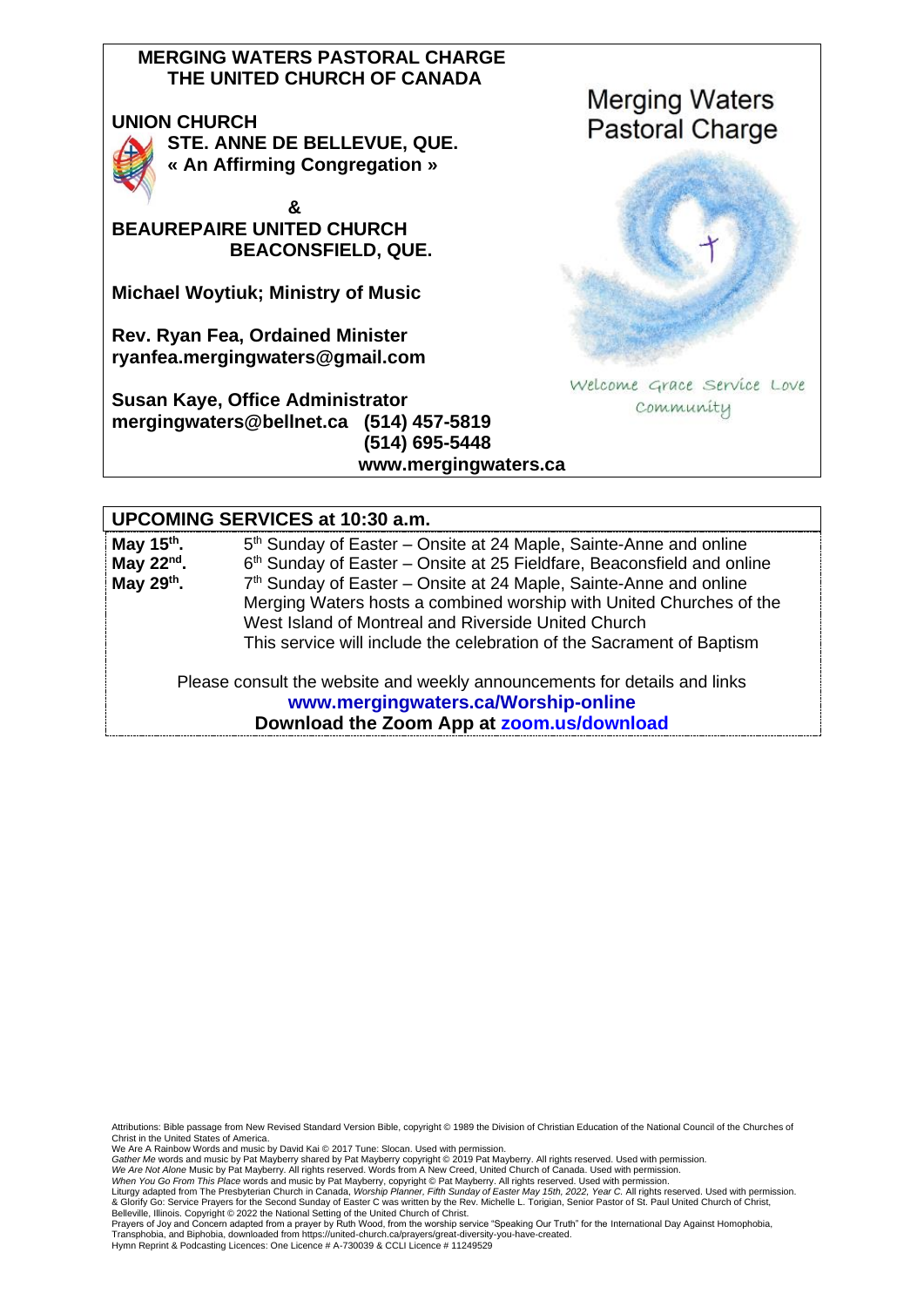**MERGING WATERS PASTORAL CHARGE**
**THE UNITED CHURCH OF CANADA**

**UNION CHURCH**
**STE. ANNE DE BELLEVUE, QUE.**
**« An Affirming Congregation »**

**&**

**BEAUREPAIRE UNITED CHURCH**
**BEACONSFIELD, QUE.**

**Michael Woytiuk; Ministry of Music**

**Rev. Ryan Fea, Ordained Minister**
**ryanfea.mergingwaters@gmail.com**

**Susan Kaye, Office Administrator**
**mergingwaters@bellnet.ca (514) 457-5819**
**(514) 695-5448**
**www.mergingwaters.ca**

Merging Waters Pastoral Charge

Welcome Grace Service Love Community

## UPCOMING SERVICES at 10:30 a.m.

**May 15th.** 5th Sunday of Easter – Onsite at 24 Maple, Sainte-Anne and online
**May 22nd.** 6th Sunday of Easter – Onsite at 25 Fieldfare, Beaconsfield and online
**May 29th.** 7th Sunday of Easter – Onsite at 24 Maple, Sainte-Anne and online
Merging Waters hosts a combined worship with United Churches of the West Island of Montreal and Riverside United Church
This service will include the celebration of the Sacrament of Baptism

Please consult the website and weekly announcements for details and links
**www.mergingwaters.ca/Worship-online**
**Download the Zoom App at zoom.us/download**

Attributions: Bible passage from New Revised Standard Version Bible, copyright © 1989 the Division of Christian Education of the National Council of the Churches of Christ in the United States of America.
We Are A Rainbow Words and music by David Kai © 2017 Tune: Slocan. Used with permission.
*Gather Me* words and music by Pat Mayberry shared by Pat Mayberry copyright © 2019 Pat Mayberry. All rights reserved. Used with permission.
*We Are Not Alone* Music by Pat Mayberry. All rights reserved. Words from A New Creed, United Church of Canada. Used with permission.
*When You Go From This Place* words and music by Pat Mayberry, copyright © Pat Mayberry. All rights reserved. Used with permission.
Liturgy adapted from The Presbyterian Church in Canada, *Worship Planner, Fifth Sunday of Easter May 15th, 2022, Year C.* All rights reserved. Used with permission.
& Glorify Go: Service Prayers for the Second Sunday of Easter C was written by the Rev. Michelle L. Torigian, Senior Pastor of St. Paul United Church of Christ, Belleville, Illinois. Copyright © 2022 the National Setting of the United Church of Christ.
Prayers of Joy and Concern adapted from a prayer by Ruth Wood, from the worship service "Speaking Our Truth" for the International Day Against Homophobia, Transphobia, and Biphobia, downloaded from https://united-church.ca/prayers/great-diversity-you-have-created.
Hymn Reprint & Podcasting Licences: One Licence # A-730039 & CCLI Licence # 11249529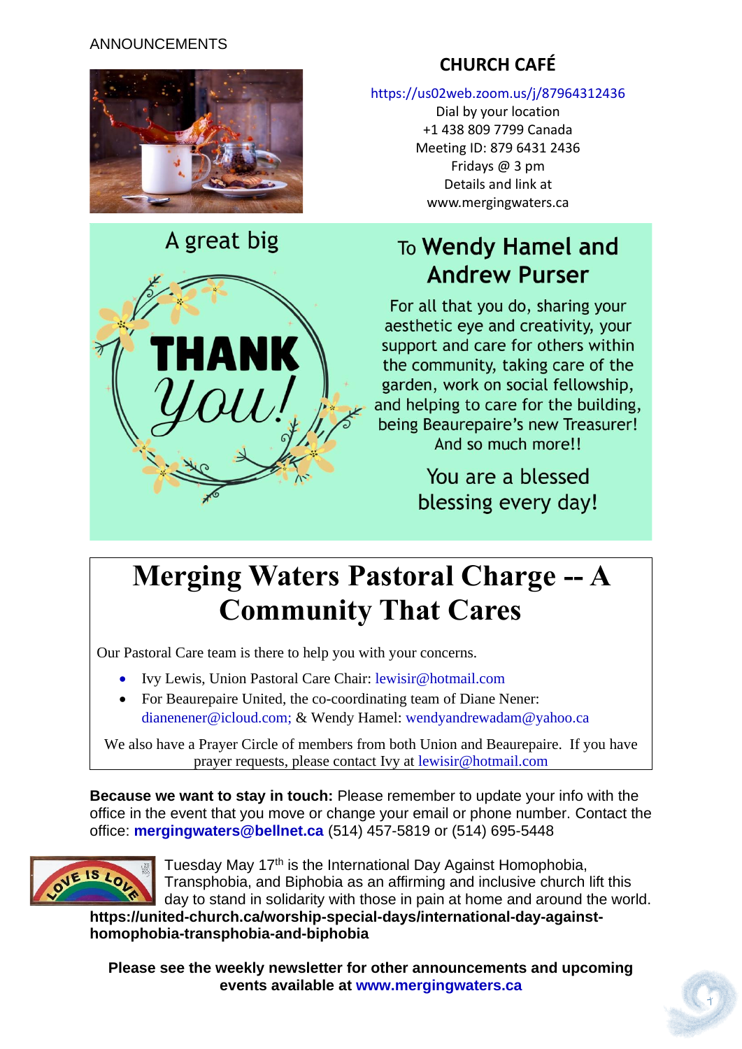ANNOUNCEMENTS

## CHURCH CAFÉ

https://us02web.zoom.us/j/87964312436
Dial by your location
+1 438 809 7799 Canada
Meeting ID: 879 6431 2436
Fridays @ 3 pm
Details and link at
www.mergingwaters.ca

A great big THANK you!

To **Wendy Hamel and Andrew Purser**

For all that you do, sharing your aesthetic eye and creativity, your support and care for others within the community, taking care of the garden, work on social fellowship, and helping to care for the building, being Beaurepaire's new Treasurer! And so much more!!

You are a blessed blessing every day!

# Merging Waters Pastoral Charge -- A Community That Cares

Our Pastoral Care team is there to help you with your concerns.

- Ivy Lewis, Union Pastoral Care Chair: lewisir@hotmail.com
- For Beaurepaire United, the co-coordinating team of Diane Nener: dianenener@icloud.com; & Wendy Hamel: wendyandrewadam@yahoo.ca

We also have a Prayer Circle of members from both Union and Beaurepaire. If you have prayer requests, please contact Ivy at lewisir@hotmail.com

**Because we want to stay in touch:** Please remember to update your info with the office in the event that you move or change your email or phone number. Contact the office: **mergingwaters@bellnet.ca** (514) 457-5819 or (514) 695-5448

Tuesday May 17th is the International Day Against Homophobia, Transphobia, and Biphobia as an affirming and inclusive church lift this day to stand in solidarity with those in pain at home and around the world.
**https://united-church.ca/worship-special-days/international-day-against-homophobia-transphobia-and-biphobia**

**Please see the weekly newsletter for other announcements and upcoming events available at www.mergingwaters.ca**